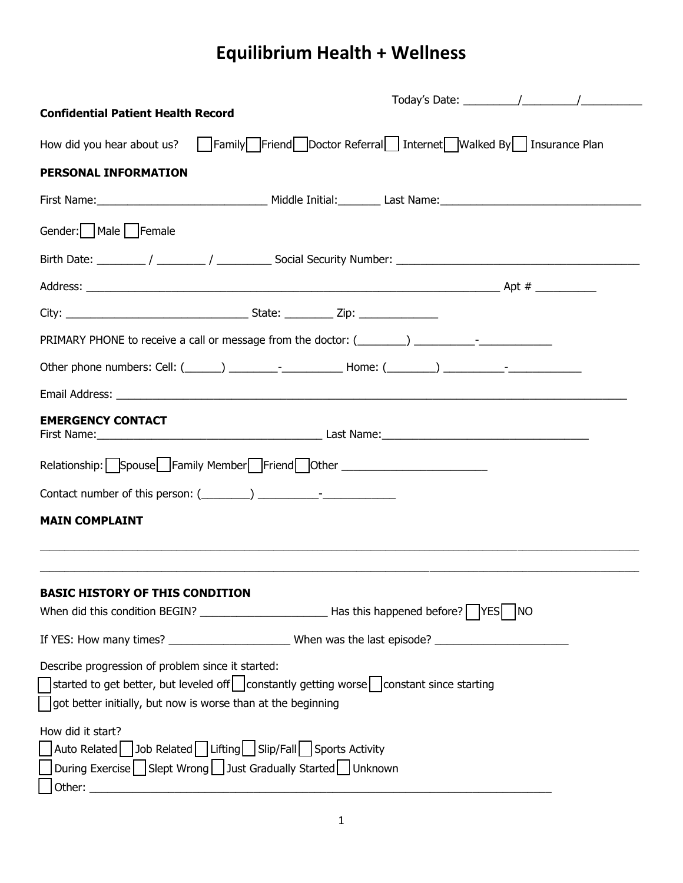# Equilibrium Health + Wellness

Today's Date: ________/________/__________

**Confidential Patient Health Record**

How did you hear about us? ☐ Family ☐ Friend ☐ Doctor Referral ☐ Internet ☐ Walked By ☐ Insurance Plan

**PERSONAL INFORMATION**

First Name:____________________________ Middle Initial:_______ Last Name:_________________________________

Gender: ☐ Male ☐ Female

Birth Date: ________ / ________ / _________ Social Security Number: _______________________________________

Address: _____________________________________________________________________ Apt # __________

City: ______________________________ State: ________ Zip: _____________

PRIMARY PHONE to receive a call or message from the doctor: (________) __________-____________

Other phone numbers: Cell: (______) ________-__________ Home: (________) __________-____________

Email Address: ______________________________________________________________________________________

**EMERGENCY CONTACT**

First Name:______________________________________ Last Name:__________________________________

Relationship: ☐ Spouse ☐ Family Member ☐ Friend ☐ Other ________________________

Contact number of this person: (________) __________-____________

**MAIN COMPLAINT**

_____________________________________________________________________________________________

_____________________________________________________________________________________________

**BASIC HISTORY OF THIS CONDITION**

When did this condition BEGIN? _____________________ Has this happened before? ☐ YES ☐ NO

If YES: How many times? ____________________ When was the last episode? ______________________

Describe progression of problem since it started:

☐ started to get better, but leveled off ☐ constantly getting worse ☐ constant since starting

☐ got better initially, but now is worse than at the beginning

How did it start?

☐ Auto Related ☐ Job Related ☐ Lifting ☐ Slip/Fall ☐ Sports Activity

☐ During Exercise ☐ Slept Wrong ☐ Just Gradually Started ☐ Unknown

☐ Other: ____________________________________________________________________________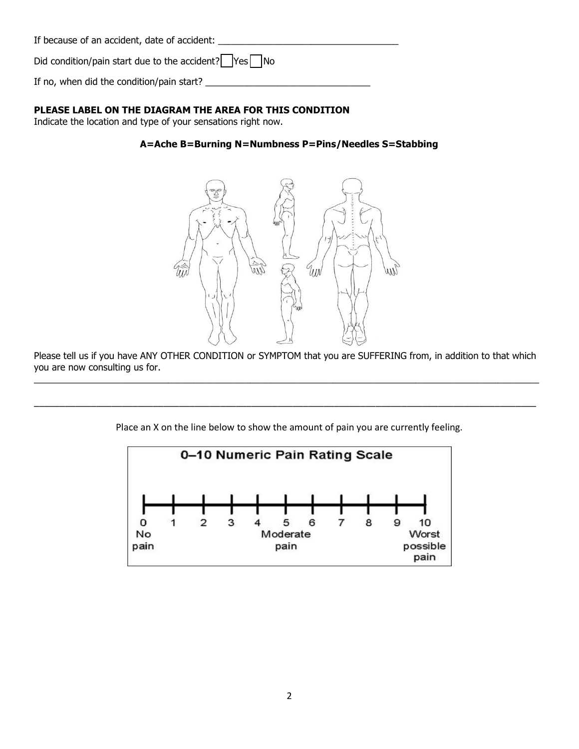If because of an accident, date of accident: ___________________________________

Did condition/pain start due to the accident? ☐ Yes ☐ No

If no, when did the condition/pain start? _______________________________

**PLEASE LABEL ON THE DIAGRAM THE AREA FOR THIS CONDITION**
Indicate the location and type of your sensations right now.

**A=Ache B=Burning N=Numbness P=Pins/Needles S=Stabbing**

Please tell us if you have ANY OTHER CONDITION or SYMPTOM that you are SUFFERING from, in addition to that which you are now consulting us for.

_____________________________________________________________________________________________

_____________________________________________________________________________________________

Place an X on the line below to show the amount of pain you are currently feeling.

**0–10 Numeric Pain Rating Scale**

| 0 | 1 | 2 | 3 | 4 | 5 | 6 | 7 | 8 | 9 | 10 |
|---|---|---|---|---|---|---|---|---|---|---|
| No pain | | | | | Moderate pain | | | | | Worst possible pain |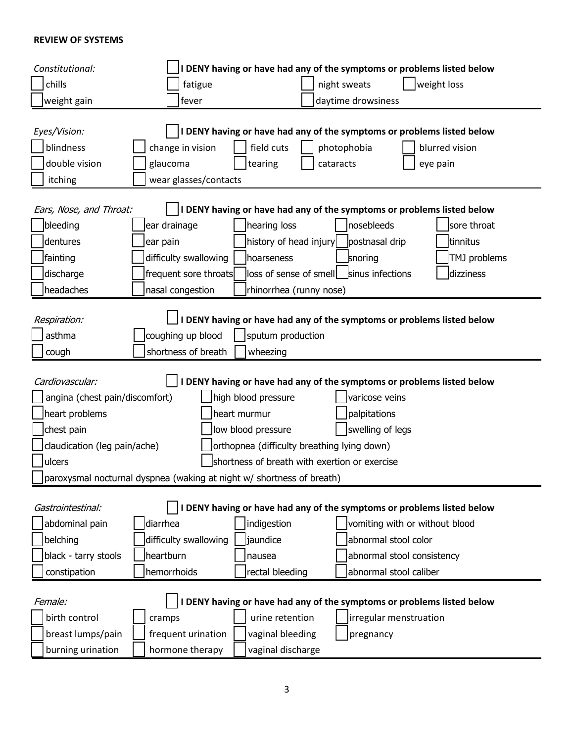**REVIEW OF SYSTEMS**

*Constitutional:* ☐ **I DENY having or have had any of the symptoms or problems listed below**

☐ chills ☐ fatigue ☐ night sweats ☐ weight loss
☐ weight gain ☐ fever ☐ daytime drowsiness

*Eyes/Vision:* ☐ **I DENY having or have had any of the symptoms or problems listed below**

☐ blindness ☐ change in vision ☐ field cuts ☐ photophobia ☐ blurred vision
☐ double vision ☐ glaucoma ☐ tearing ☐ cataracts ☐ eye pain
☐ itching ☐ wear glasses/contacts

*Ears, Nose, and Throat:* ☐ **I DENY having or have had any of the symptoms or problems listed below**

☐ bleeding ☐ ear drainage ☐ hearing loss ☐ nosebleeds ☐ sore throat
☐ dentures ☐ ear pain ☐ history of head injury ☐ postnasal drip ☐ tinnitus
☐ fainting ☐ difficulty swallowing ☐ hoarseness ☐ snoring ☐ TMJ problems
☐ discharge ☐ frequent sore throats ☐ loss of sense of smell ☐ sinus infections ☐ dizziness
☐ headaches ☐ nasal congestion ☐ rhinorrhea (runny nose)

*Respiration:* ☐ **I DENY having or have had any of the symptoms or problems listed below**

☐ asthma ☐ coughing up blood ☐ sputum production
☐ cough ☐ shortness of breath ☐ wheezing

*Cardiovascular:* ☐ **I DENY having or have had any of the symptoms or problems listed below**

☐ angina (chest pain/discomfort) ☐ high blood pressure ☐ varicose veins
☐ heart problems ☐ heart murmur ☐ palpitations
☐ chest pain ☐ low blood pressure ☐ swelling of legs
☐ claudication (leg pain/ache) ☐ orthopnea (difficulty breathing lying down)
☐ ulcers ☐ shortness of breath with exertion or exercise
☐ paroxysmal nocturnal dyspnea (waking at night w/ shortness of breath)

*Gastrointestinal:* ☐ **I DENY having or have had any of the symptoms or problems listed below**

☐ abdominal pain ☐ diarrhea ☐ indigestion ☐ vomiting with or without blood
☐ belching ☐ difficulty swallowing ☐ jaundice ☐ abnormal stool color
☐ black - tarry stools ☐ heartburn ☐ nausea ☐ abnormal stool consistency
☐ constipation ☐ hemorrhoids ☐ rectal bleeding ☐ abnormal stool caliber

*Female:* ☐ **I DENY having or have had any of the symptoms or problems listed below**

☐ birth control ☐ cramps ☐ urine retention ☐ irregular menstruation
☐ breast lumps/pain ☐ frequent urination ☐ vaginal bleeding ☐ pregnancy
☐ burning urination ☐ hormone therapy ☐ vaginal discharge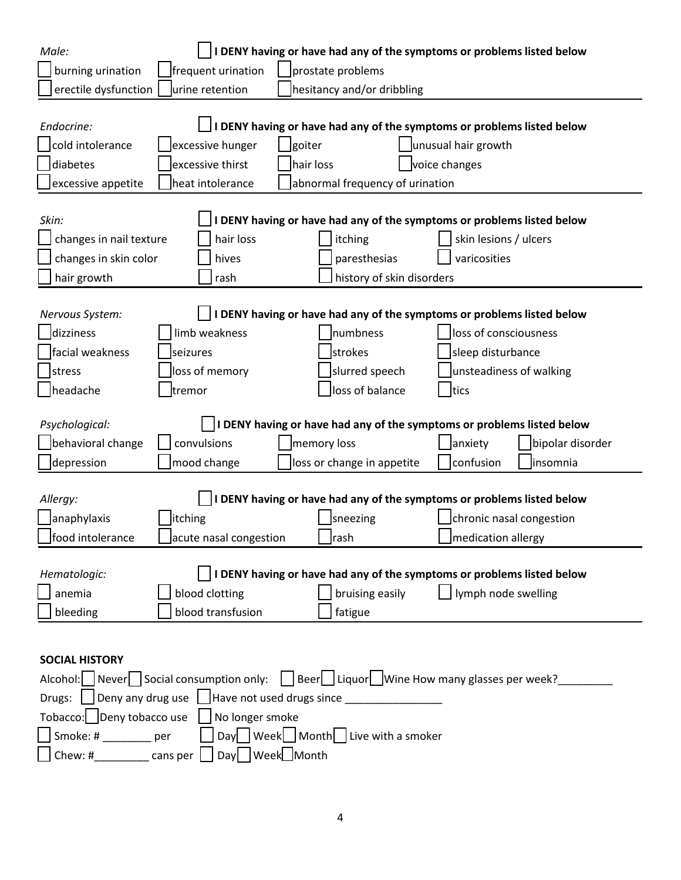*Male:* ☐ **I DENY having or have had any of the symptoms or problems listed below**

☐ burning urination ☐ frequent urination ☐ prostate problems
☐ erectile dysfunction ☐ urine retention ☐ hesitancy and/or dribbling

---

*Endocrine:* ☐ **I DENY having or have had any of the symptoms or problems listed below**

☐ cold intolerance ☐ excessive hunger ☐ goiter ☐ unusual hair growth
☐ diabetes ☐ excessive thirst ☐ hair loss ☐ voice changes
☐ excessive appetite ☐ heat intolerance ☐ abnormal frequency of urination

---

*Skin:* ☐ **I DENY having or have had any of the symptoms or problems listed below**

☐ changes in nail texture ☐ hair loss ☐ itching ☐ skin lesions / ulcers
☐ changes in skin color ☐ hives ☐ paresthesias ☐ varicosities
☐ hair growth ☐ rash ☐ history of skin disorders

---

*Nervous System:* ☐ **I DENY having or have had any of the symptoms or problems listed below**

☐ dizziness ☐ limb weakness ☐ numbness ☐ loss of consciousness
☐ facial weakness ☐ seizures ☐ strokes ☐ sleep disturbance
☐ stress ☐ loss of memory ☐ slurred speech ☐ unsteadiness of walking
☐ headache ☐ tremor ☐ loss of balance ☐ tics

*Psychological:* ☐ **I DENY having or have had any of the symptoms or problems listed below**

☐ behavioral change ☐ convulsions ☐ memory loss ☐ anxiety ☐ bipolar disorder
☐ depression ☐ mood change ☐ loss or change in appetite ☐ confusion ☐ insomnia

---

*Allergy:* ☐ **I DENY having or have had any of the symptoms or problems listed below**

☐ anaphylaxis ☐ itching ☐ sneezing ☐ chronic nasal congestion
☐ food intolerance ☐ acute nasal congestion ☐ rash ☐ medication allergy

---

*Hematologic:* ☐ **I DENY having or have had any of the symptoms or problems listed below**

☐ anemia ☐ blood clotting ☐ bruising easily ☐ lymph node swelling
☐ bleeding ☐ blood transfusion ☐ fatigue

---

**SOCIAL HISTORY**

Alcohol: ☐ Never ☐ Social consumption only: ☐ Beer ☐ Liquor ☐ Wine How many glasses per week?_________

Drugs: ☐ Deny any drug use ☐ Have not used drugs since ________________

Tobacco: ☐ Deny tobacco use ☐ No longer smoke

☐ Smoke: # ________ per ☐ Day ☐ Week ☐ Month ☐ Live with a smoker

☐ Chew: #_________ cans per ☐ Day ☐ Week ☐ Month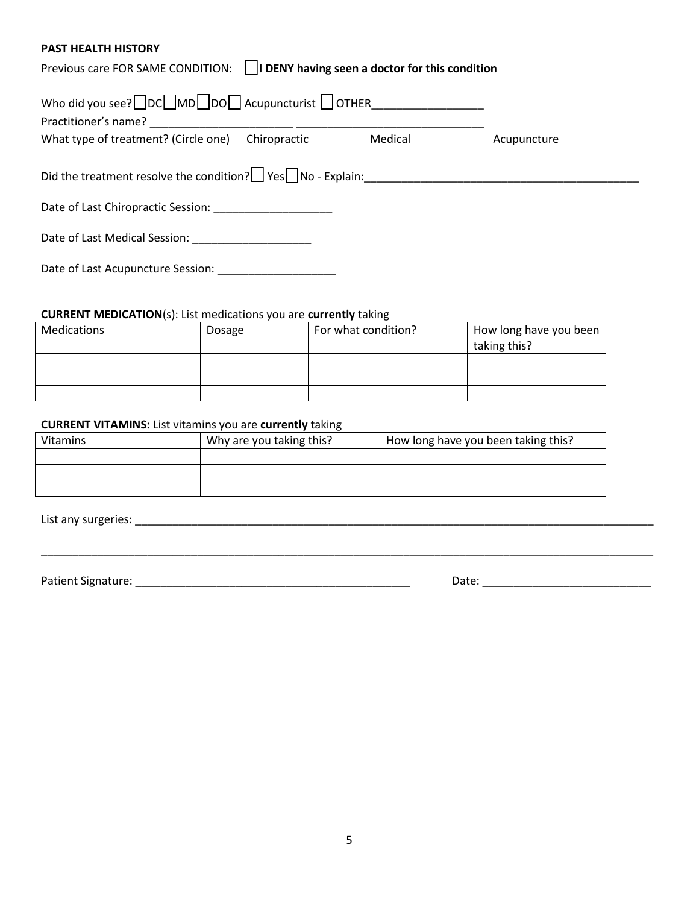**PAST HEALTH HISTORY**

Previous care FOR SAME CONDITION: ☐ **I DENY having seen a doctor for this condition**

Who did you see? ☐ DC ☐ MD ☐ DO ☐ Acupuncturist ☐ OTHER__________________

Practitioner's name? _______________________ ______________________________

What type of treatment? (Circle one) Chiropractic Medical Acupuncture

Did the treatment resolve the condition? ☐ Yes ☐ No - Explain:_____________________________________________

Date of Last Chiropractic Session: ___________________

Date of Last Medical Session: ___________________

Date of Last Acupuncture Session: ___________________

**CURRENT MEDICATION**(s): List medications you are **currently** taking

| Medications | Dosage | For what condition? | How long have you been taking this? |
|---|---|---|---|
| | | | |
| | | | |
| | | | |

**CURRENT VITAMINS:** List vitamins you are **currently** taking

| Vitamins | Why are you taking this? | How long have you been taking this? |
|---|---|---|
| | | |
| | | |
| | | |

List any surgeries: ________________________________________________________________________________________

____________________________________________________________________________________________________

Patient Signature: ______________________________________________ Date: ___________________________